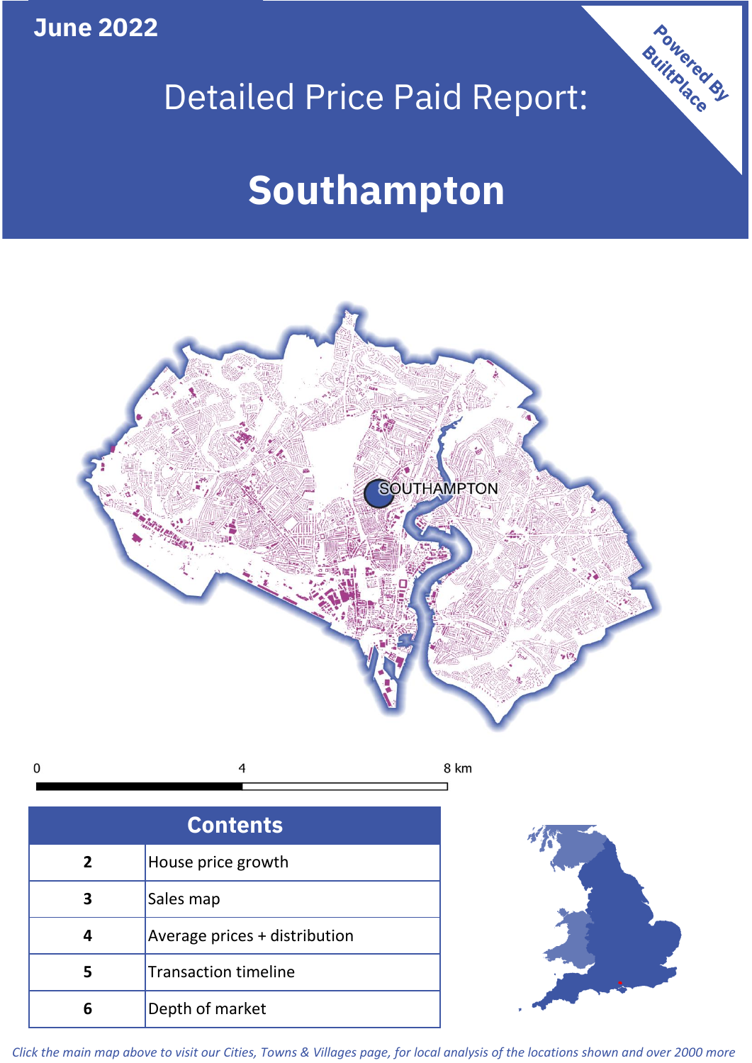**June 2022**

Powered By BuiltPlace

# Detailed Price Paid Report:

# Southampton

SOUTHAMPTON

0 4 8 km

| Contents | |
|---|---|
| 2 | House price growth |
| 3 | Sales map |
| 4 | Average prices + distribution |
| 5 | Transaction timeline |
| 6 | Depth of market |

*Click the main map above to visit our Cities, Towns & Villages page, for local analysis of the locations shown and over 2000 more*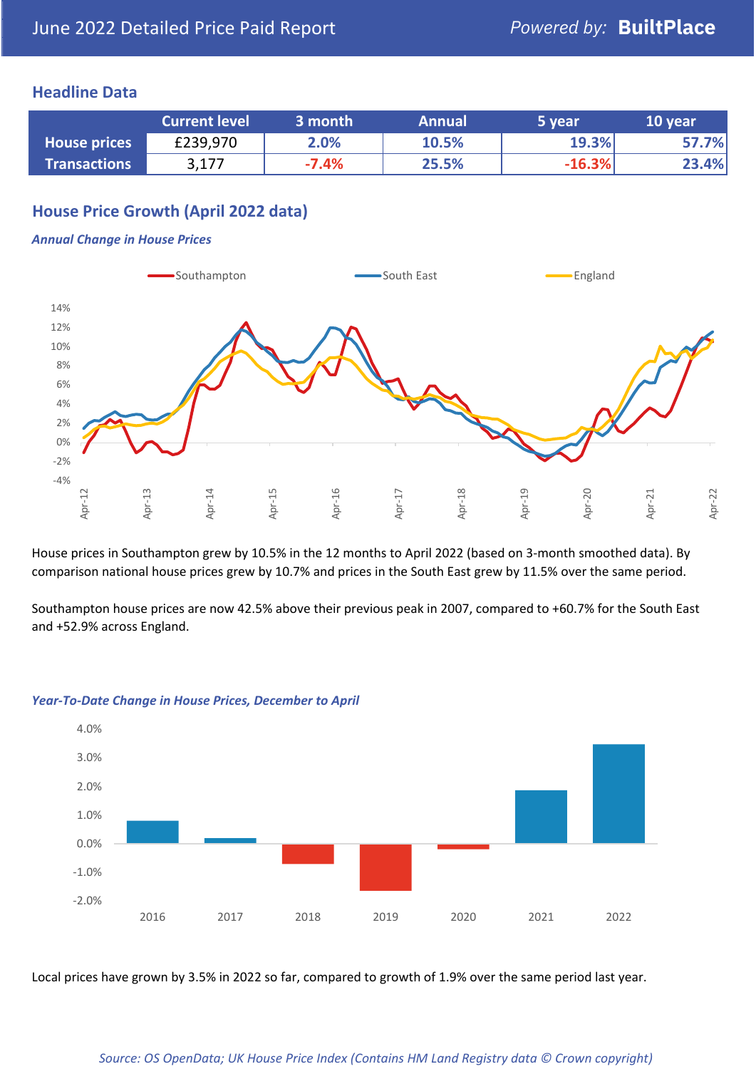June 2022 Detailed Price Paid Report

Powered by: **BuiltPlace**

## Headline Data

| | Current level | 3 month | Annual | 5 year | 10 year |
|---|---|---|---|---|---|
| **House prices** | £239,970 | 2.0% | 10.5% | 19.3% | 57.7% |
| **Transactions** | 3,177 | -7.4% | 25.5% | -16.3% | 23.4% |

## House Price Growth (April 2022 data)

***Annual Change in House Prices***

House prices in Southampton grew by 10.5% in the 12 months to April 2022 (based on 3-month smoothed data). By comparison national house prices grew by 10.7% and prices in the South East grew by 11.5% over the same period.

Southampton house prices are now 42.5% above their previous peak in 2007, compared to +60.7% for the South East and +52.9% across England.

***Year-To-Date Change in House Prices, December to April***

Local prices have grown by 3.5% in 2022 so far, compared to growth of 1.9% over the same period last year.

*Source: OS OpenData; UK House Price Index (Contains HM Land Registry data © Crown copyright)*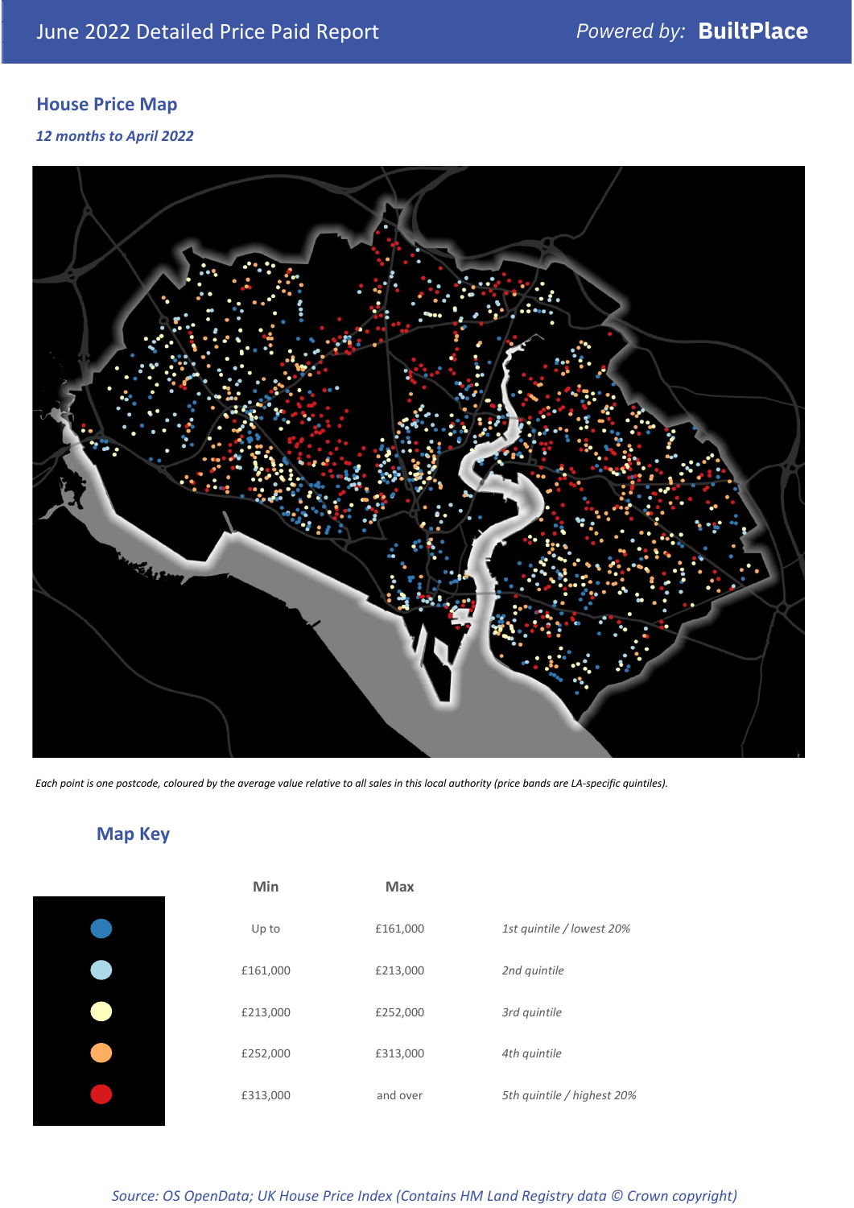June 2022 Detailed Price Paid Report

## House Price Map

*12 months to April 2022*

*Each point is one postcode, coloured by the average value relative to all sales in this local authority (price bands are LA-specific quintiles).*

## Map Key

| | Min | Max | |
|---|---|---|---|
| | Up to | £161,000 | *1st quintile / lowest 20%* |
| | £161,000 | £213,000 | *2nd quintile* |
| | £213,000 | £252,000 | *3rd quintile* |
| | £252,000 | £313,000 | *4th quintile* |
| | £313,000 | and over | *5th quintile / highest 20%* |

*Source: OS OpenData; UK House Price Index (Contains HM Land Registry data © Crown copyright)*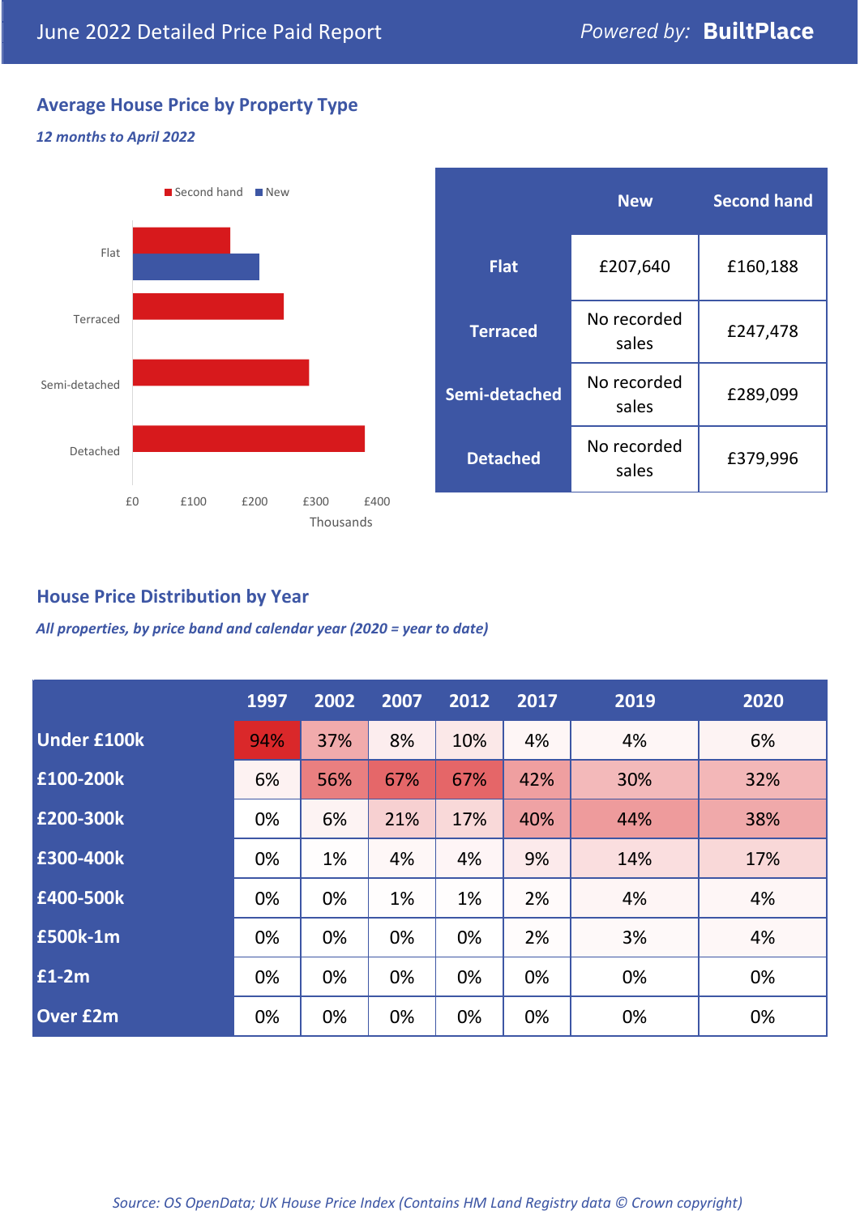June 2022 Detailed Price Paid Report

Powered by: **BuiltPlace**

## Average House Price by Property Type

*12 months to April 2022*

| | New | Second hand |
|---|---|---|
| **Flat** | £207,640 | £160,188 |
| **Terraced** | No recorded sales | £247,478 |
| **Semi-detached** | No recorded sales | £289,099 |
| **Detached** | No recorded sales | £379,996 |

## House Price Distribution by Year

*All properties, by price band and calendar year (2020 = year to date)*

| | 1997 | 2002 | 2007 | 2012 | 2017 | 2019 | 2020 |
|---|---|---|---|---|---|---|---|
| **Under £100k** | 94% | 37% | 8% | 10% | 4% | 4% | 6% |
| **£100-200k** | 6% | 56% | 67% | 67% | 42% | 30% | 32% |
| **£200-300k** | 0% | 6% | 21% | 17% | 40% | 44% | 38% |
| **£300-400k** | 0% | 1% | 4% | 4% | 9% | 14% | 17% |
| **£400-500k** | 0% | 0% | 1% | 1% | 2% | 4% | 4% |
| **£500k-1m** | 0% | 0% | 0% | 0% | 2% | 3% | 4% |
| **£1-2m** | 0% | 0% | 0% | 0% | 0% | 0% | 0% |
| **Over £2m** | 0% | 0% | 0% | 0% | 0% | 0% | 0% |

*Source: OS OpenData; UK House Price Index (Contains HM Land Registry data © Crown copyright)*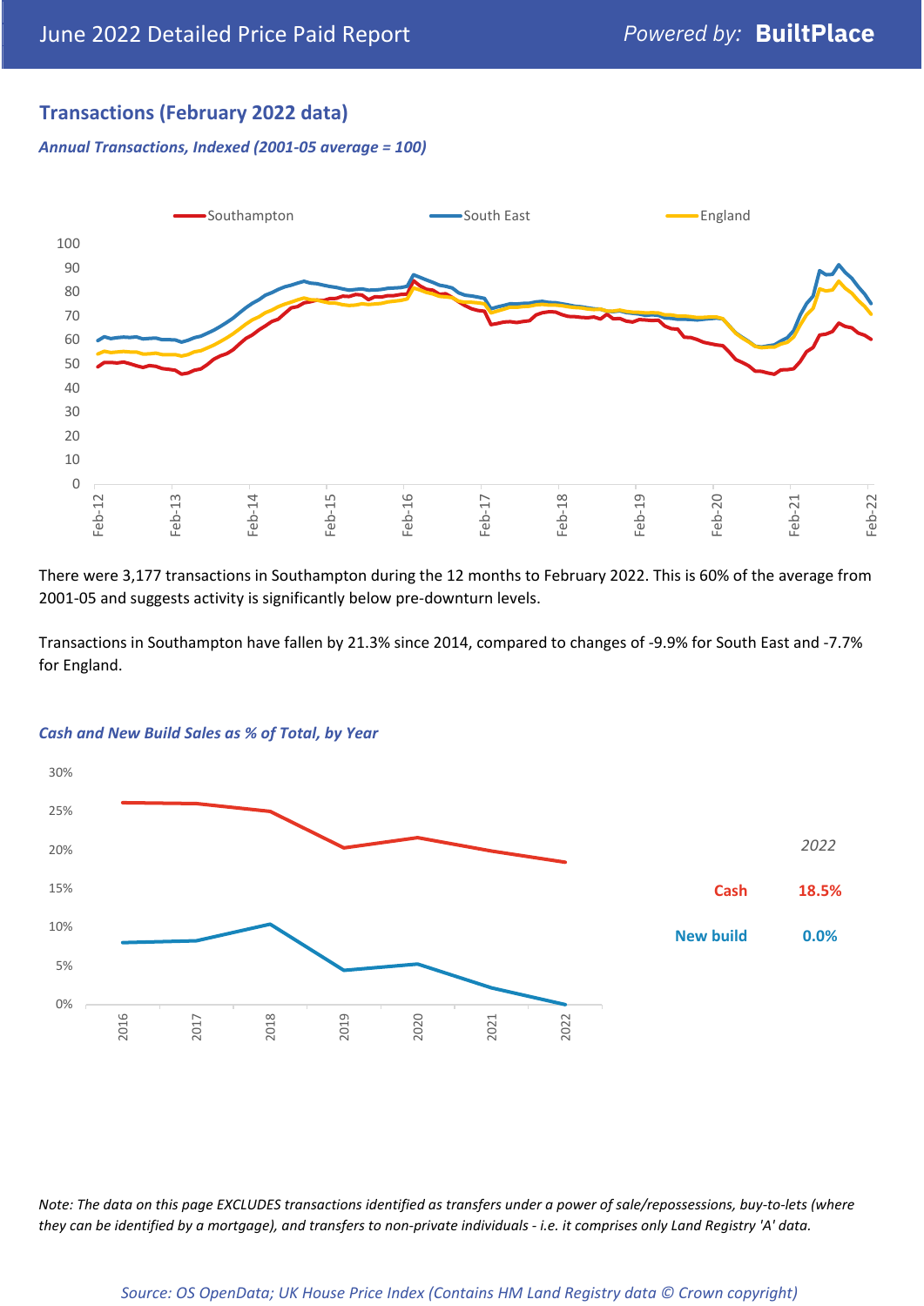## Transactions (February 2022 data)

*Annual Transactions, Indexed (2001-05 average = 100)*

There were 3,177 transactions in Southampton during the 12 months to February 2022. This is 60% of the average from 2001-05 and suggests activity is significantly below pre-downturn levels.

Transactions in Southampton have fallen by 21.3% since 2014, compared to changes of -9.9% for South East and -7.7% for England.

*Cash and New Build Sales as % of Total, by Year*

| | 2022 |
|---|---|
| Cash | 18.5% |
| New build | 0.0% |

*Note: The data on this page EXCLUDES transactions identified as transfers under a power of sale/repossessions, buy-to-lets (where they can be identified by a mortgage), and transfers to non-private individuals - i.e. it comprises only Land Registry 'A' data.*

*Source: OS OpenData; UK House Price Index (Contains HM Land Registry data © Crown copyright)*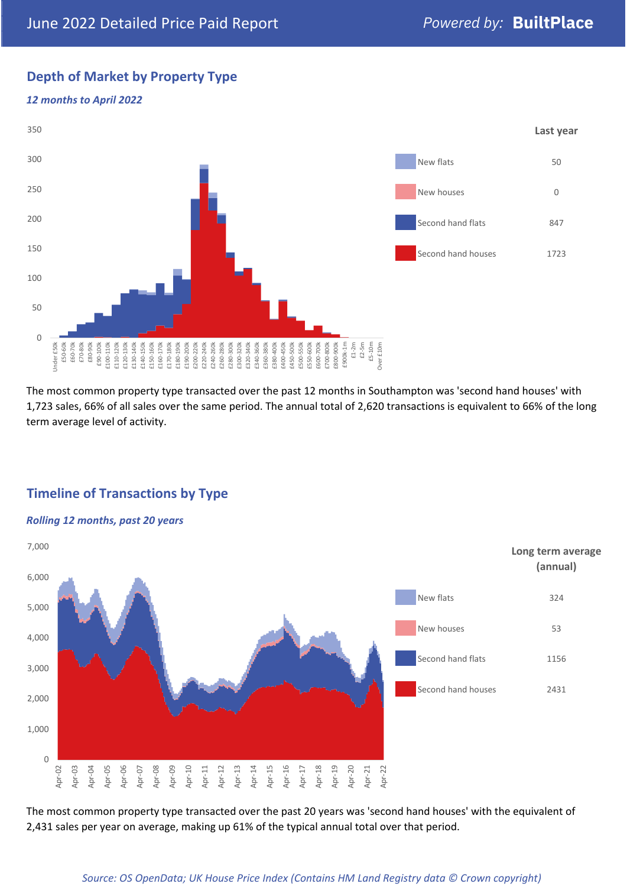June 2022 Detailed Price Paid Report

*Powered by:* **BuiltPlace**

## Depth of Market by Property Type

*12 months to April 2022*

350
300
250
200
150
100
50
0

Under £50k, £50-60k, £60-70k, £70-80k, £80-90k, £90-100k, £100-110k, £110-120k, £120-130k, £130-140k, £140-150k, £150-160k, £160-170k, £170-180k, £180-190k, £190-200k, £200-220k, £220-240k, £240-260k, £260-280k, £280-300k, £300-320k, £320-340k, £340-360k, £360-380k, £380-400k, £400-450k, £450-500k, £500-550k, £550-600k, £600-700k, £700-800k, £800-900k, £900k-1m, £1-2m, £2-5m, £5-10m, Over £10m

**Last year**

New flats 50
New houses 0
Second hand flats 847
Second hand houses 1723

The most common property type transacted over the past 12 months in Southampton was 'second hand houses' with 1,723 sales, 66% of all sales over the same period. The annual total of 2,620 transactions is equivalent to 66% of the long term average level of activity.

## Timeline of Transactions by Type

*Rolling 12 months, past 20 years*

7,000
6,000
5,000
4,000
3,000
2,000
1,000
0

Apr-02, Apr-03, Apr-04, Apr-05, Apr-06, Apr-07, Apr-08, Apr-09, Apr-10, Apr-11, Apr-12, Apr-13, Apr-14, Apr-15, Apr-16, Apr-17, Apr-18, Apr-19, Apr-20, Apr-21, Apr-22

**Long term average (annual)**

New flats 324
New houses 53
Second hand flats 1156
Second hand houses 2431

The most common property type transacted over the past 20 years was 'second hand houses' with the equivalent of 2,431 sales per year on average, making up 61% of the typical annual total over that period.

*Source: OS OpenData; UK House Price Index (Contains HM Land Registry data © Crown copyright)*